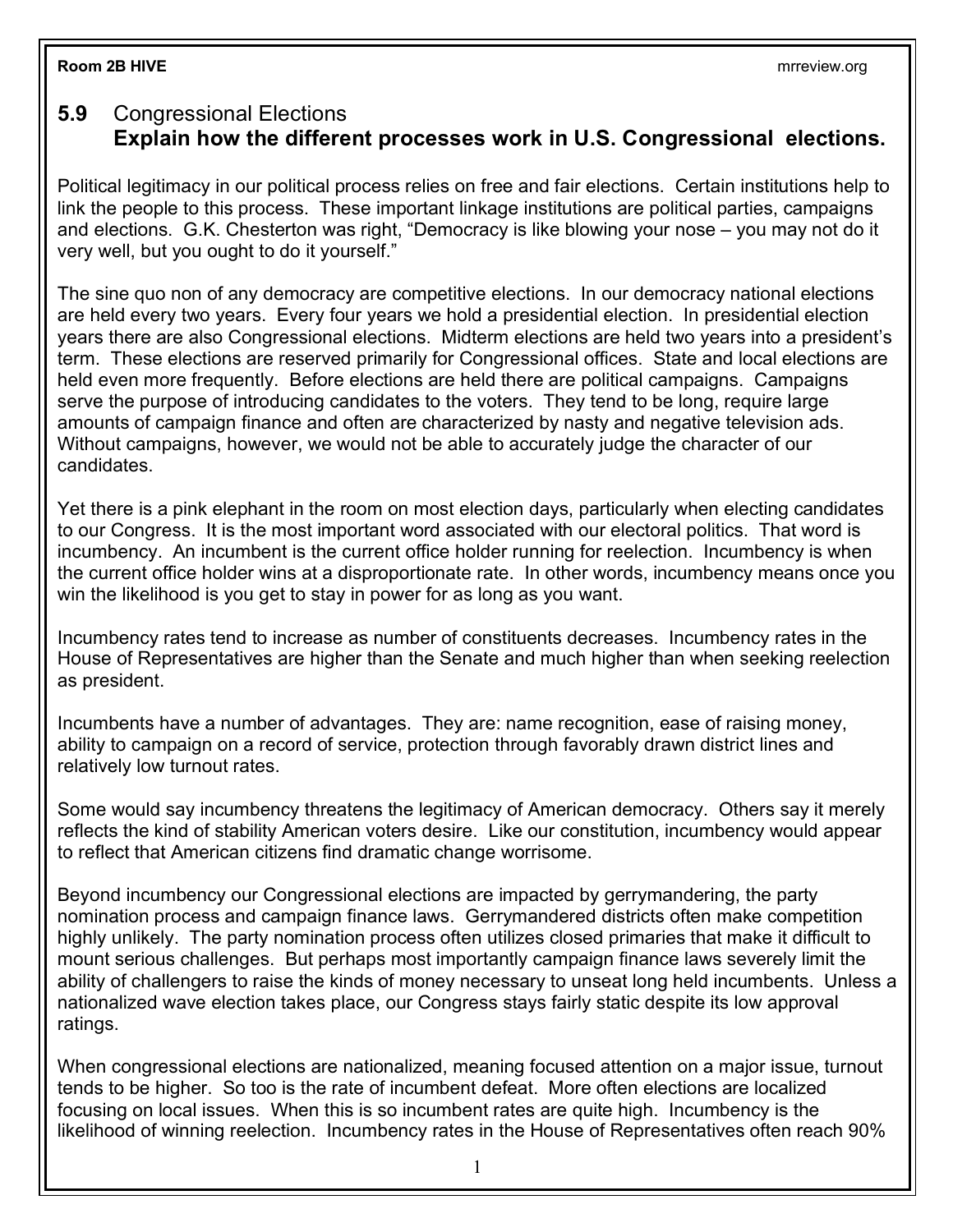## 5.9 Congressional Elections
### Explain how the different processes work in U.S. Congressional elections.

Political legitimacy in our political process relies on free and fair elections. Certain institutions help to link the people to this process. These important linkage institutions are political parties, campaigns and elections. G.K. Chesterton was right, "Democracy is like blowing your nose – you may not do it very well, but you ought to do it yourself."

The sine quo non of any democracy are competitive elections. In our democracy national elections are held every two years. Every four years we hold a presidential election. In presidential election years there are also Congressional elections. Midterm elections are held two years into a president's term. These elections are reserved primarily for Congressional offices. State and local elections are held even more frequently. Before elections are held there are political campaigns. Campaigns serve the purpose of introducing candidates to the voters. They tend to be long, require large amounts of campaign finance and often are characterized by nasty and negative television ads. Without campaigns, however, we would not be able to accurately judge the character of our candidates.

Yet there is a pink elephant in the room on most election days, particularly when electing candidates to our Congress. It is the most important word associated with our electoral politics. That word is incumbency. An incumbent is the current office holder running for reelection. Incumbency is when the current office holder wins at a disproportionate rate. In other words, incumbency means once you win the likelihood is you get to stay in power for as long as you want.

Incumbency rates tend to increase as number of constituents decreases. Incumbency rates in the House of Representatives are higher than the Senate and much higher than when seeking reelection as president.

Incumbents have a number of advantages. They are: name recognition, ease of raising money, ability to campaign on a record of service, protection through favorably drawn district lines and relatively low turnout rates.

Some would say incumbency threatens the legitimacy of American democracy. Others say it merely reflects the kind of stability American voters desire. Like our constitution, incumbency would appear to reflect that American citizens find dramatic change worrisome.

Beyond incumbency our Congressional elections are impacted by gerrymandering, the party nomination process and campaign finance laws. Gerrymandered districts often make competition highly unlikely. The party nomination process often utilizes closed primaries that make it difficult to mount serious challenges. But perhaps most importantly campaign finance laws severely limit the ability of challengers to raise the kinds of money necessary to unseat long held incumbents. Unless a nationalized wave election takes place, our Congress stays fairly static despite its low approval ratings.

When congressional elections are nationalized, meaning focused attention on a major issue, turnout tends to be higher. So too is the rate of incumbent defeat. More often elections are localized focusing on local issues. When this is so incumbent rates are quite high. Incumbency is the likelihood of winning reelection. Incumbency rates in the House of Representatives often reach 90%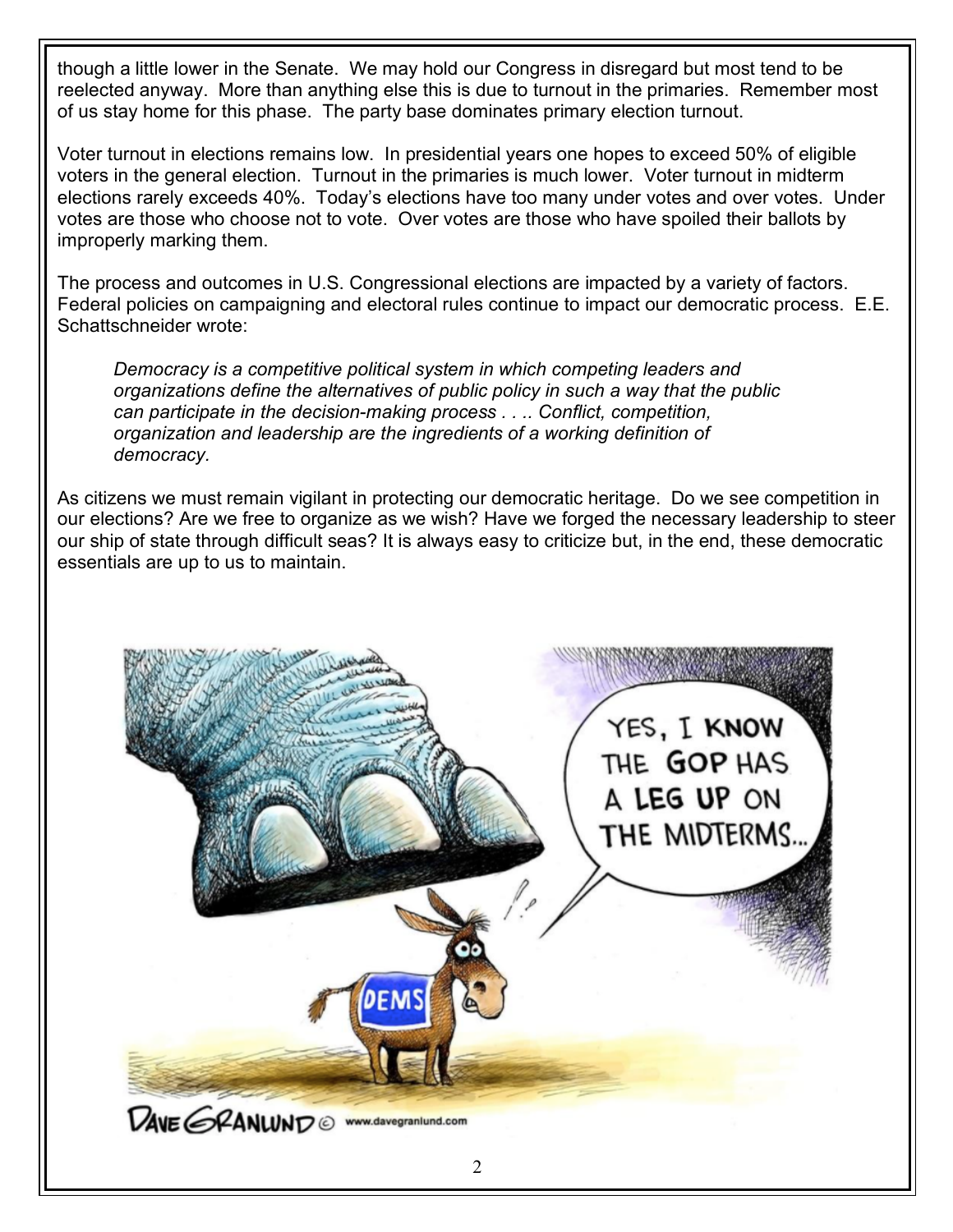though a little lower in the Senate. We may hold our Congress in disregard but most tend to be reelected anyway. More than anything else this is due to turnout in the primaries. Remember most of us stay home for this phase. The party base dominates primary election turnout.

Voter turnout in elections remains low. In presidential years one hopes to exceed 50% of eligible voters in the general election. Turnout in the primaries is much lower. Voter turnout in midterm elections rarely exceeds 40%. Today's elections have too many under votes and over votes. Under votes are those who choose not to vote. Over votes are those who have spoiled their ballots by improperly marking them.

The process and outcomes in U.S. Congressional elections are impacted by a variety of factors. Federal policies on campaigning and electoral rules continue to impact our democratic process. E.E. Schattschneider wrote:

> *Democracy is a competitive political system in which competing leaders and organizations define the alternatives of public policy in such a way that the public can participate in the decision-making process . . .. Conflict, competition, organization and leadership are the ingredients of a working definition of democracy.*

As citizens we must remain vigilant in protecting our democratic heritage. Do we see competition in our elections? Are we free to organize as we wish? Have we forged the necessary leadership to steer our ship of state through difficult seas? It is always easy to criticize but, in the end, these democratic essentials are up to us to maintain.